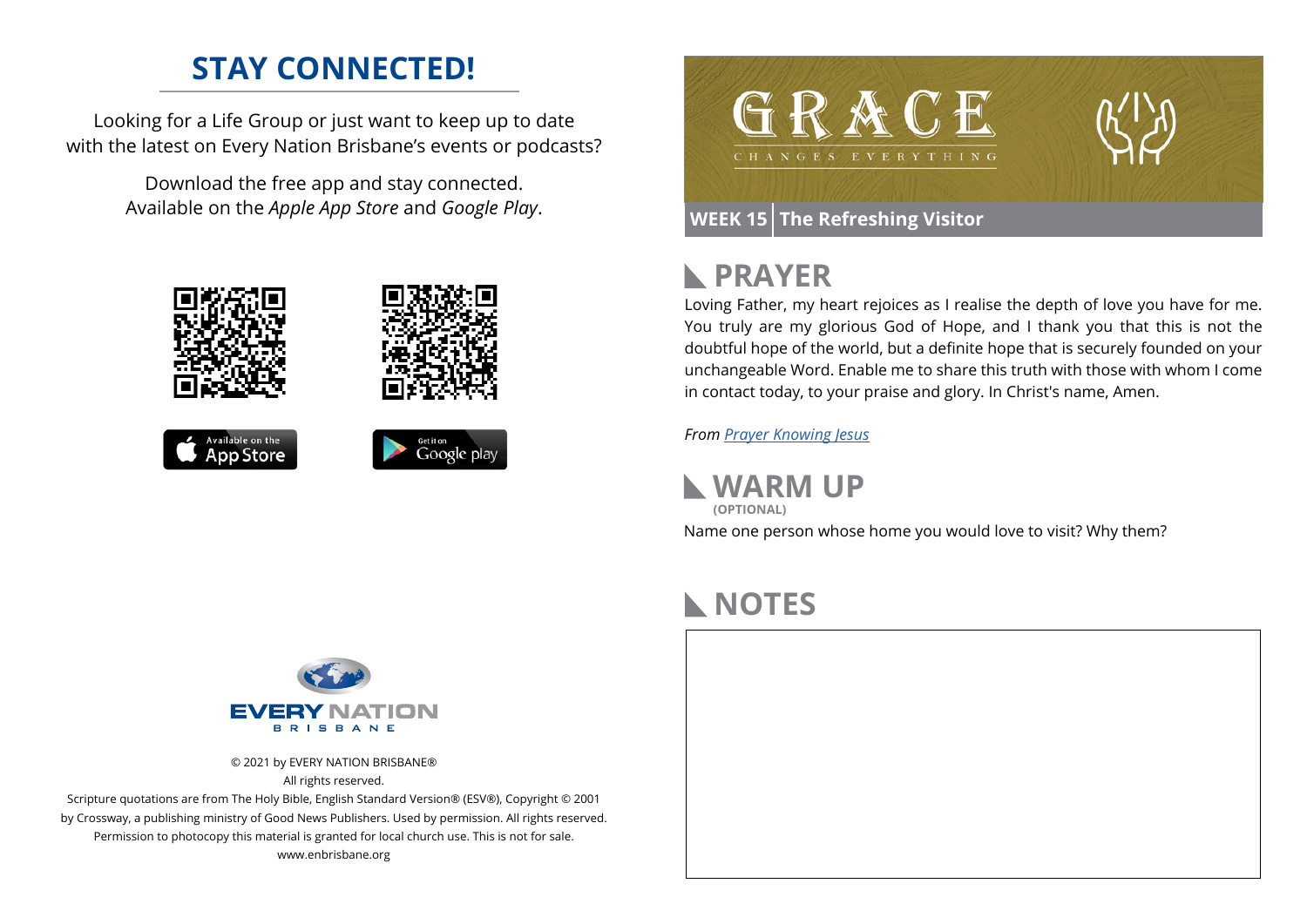# STAY CONNECTED!

Looking for a Life Group or just want to keep up to date with the latest on Every Nation Brisbane's events or podcasts?

Download the free app and stay connected. Available on the *Apple App Store* and *Google Play*.

© 2021 by EVERY NATION BRISBANE®
All rights reserved.
Scripture quotations are from The Holy Bible, English Standard Version® (ESV®), Copyright © 2001 by Crossway, a publishing ministry of Good News Publishers. Used by permission. All rights reserved. Permission to photocopy this material is granted for local church use. This is not for sale.
www.enbrisbane.org

# GRACE CHANGES EVERYTHING

**WEEK 15** | **The Refreshing Visitor**

## PRAYER

Loving Father, my heart rejoices as I realise the depth of love you have for me. You truly are my glorious God of Hope, and I thank you that this is not the doubtful hope of the world, but a definite hope that is securely founded on your unchangeable Word. Enable me to share this truth with those with whom I come in contact today, to your praise and glory. In Christ's name, Amen.

*From Prayer Knowing Jesus*

## WARM UP

**(OPTIONAL)**

Name one person whose home you would love to visit? Why them?

## NOTES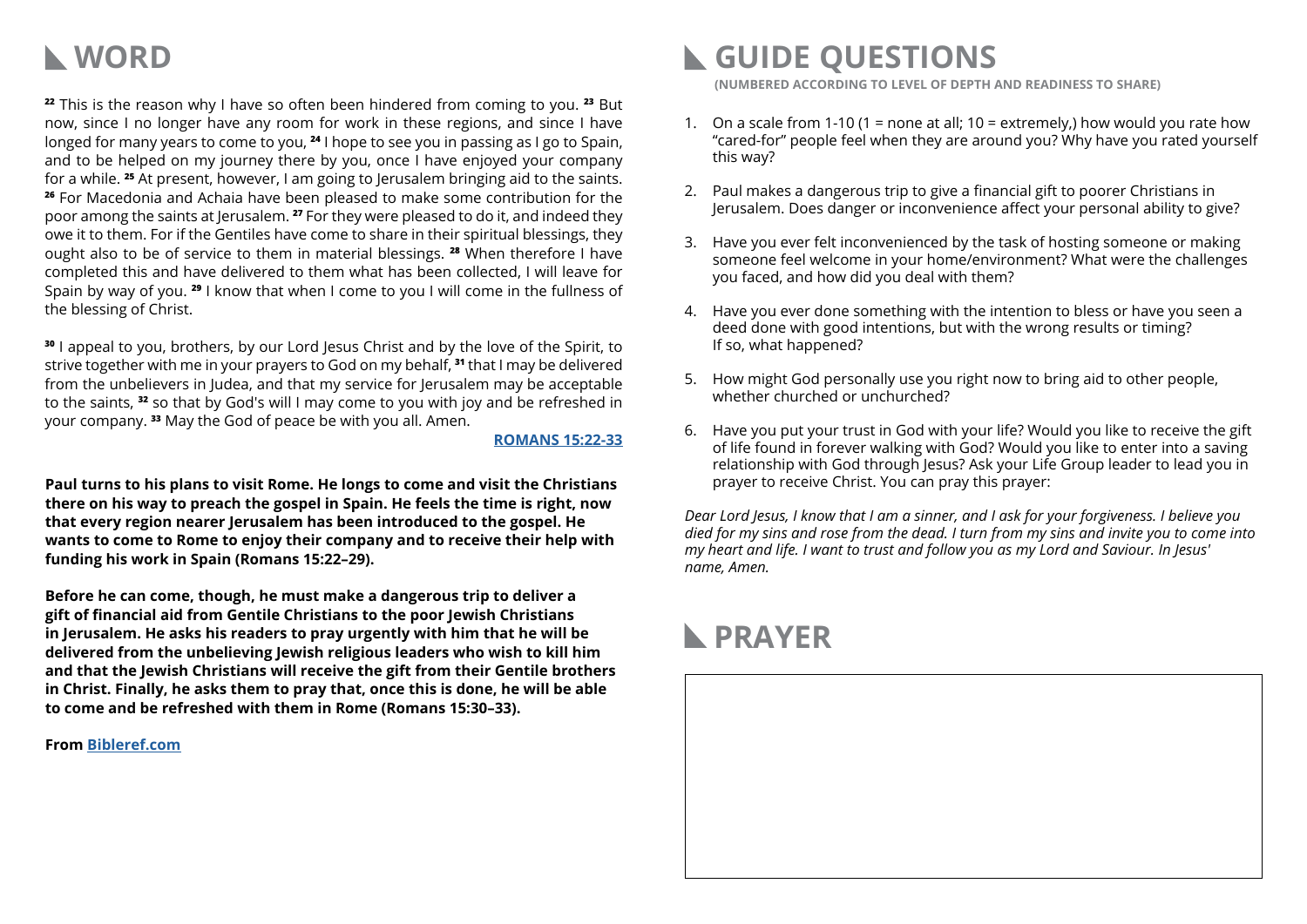## WORD

[22] This is the reason why I have so often been hindered from coming to you. [23] But now, since I no longer have any room for work in these regions, and since I have longed for many years to come to you, [24] I hope to see you in passing as I go to Spain, and to be helped on my journey there by you, once I have enjoyed your company for a while. [25] At present, however, I am going to Jerusalem bringing aid to the saints. [26] For Macedonia and Achaia have been pleased to make some contribution for the poor among the saints at Jerusalem. [27] For they were pleased to do it, and indeed they owe it to them. For if the Gentiles have come to share in their spiritual blessings, they ought also to be of service to them in material blessings. [28] When therefore I have completed this and have delivered to them what has been collected, I will leave for Spain by way of you. [29] I know that when I come to you I will come in the fullness of the blessing of Christ.

[30] I appeal to you, brothers, by our Lord Jesus Christ and by the love of the Spirit, to strive together with me in your prayers to God on my behalf, [31] that I may be delivered from the unbelievers in Judea, and that my service for Jerusalem may be acceptable to the saints, [32] so that by God's will I may come to you with joy and be refreshed in your company. [33] May the God of peace be with you all. Amen.

**ROMANS 15:22-33**

**Paul turns to his plans to visit Rome. He longs to come and visit the Christians there on his way to preach the gospel in Spain. He feels the time is right, now that every region nearer Jerusalem has been introduced to the gospel. He wants to come to Rome to enjoy their company and to receive their help with funding his work in Spain (Romans 15:22–29).**

**Before he can come, though, he must make a dangerous trip to deliver a gift of financial aid from Gentile Christians to the poor Jewish Christians in Jerusalem. He asks his readers to pray urgently with him that he will be delivered from the unbelieving Jewish religious leaders who wish to kill him and that the Jewish Christians will receive the gift from their Gentile brothers in Christ. Finally, he asks them to pray that, once this is done, he will be able to come and be refreshed with them in Rome (Romans 15:30–33).**

**From Bibleref.com**

## GUIDE QUESTIONS

**(NUMBERED ACCORDING TO LEVEL OF DEPTH AND READINESS TO SHARE)**

1. On a scale from 1-10 (1 = none at all; 10 = extremely,) how would you rate how "cared-for" people feel when they are around you? Why have you rated yourself this way?
2. Paul makes a dangerous trip to give a financial gift to poorer Christians in Jerusalem. Does danger or inconvenience affect your personal ability to give?
3. Have you ever felt inconvenienced by the task of hosting someone or making someone feel welcome in your home/environment? What were the challenges you faced, and how did you deal with them?
4. Have you ever done something with the intention to bless or have you seen a deed done with good intentions, but with the wrong results or timing? If so, what happened?
5. How might God personally use you right now to bring aid to other people, whether churched or unchurched?
6. Have you put your trust in God with your life? Would you like to receive the gift of life found in forever walking with God? Would you like to enter into a saving relationship with God through Jesus? Ask your Life Group leader to lead you in prayer to receive Christ. You can pray this prayer:

*Dear Lord Jesus, I know that I am a sinner, and I ask for your forgiveness. I believe you died for my sins and rose from the dead. I turn from my sins and invite you to come into my heart and life. I want to trust and follow you as my Lord and Saviour. In Jesus' name, Amen.*

## PRAYER